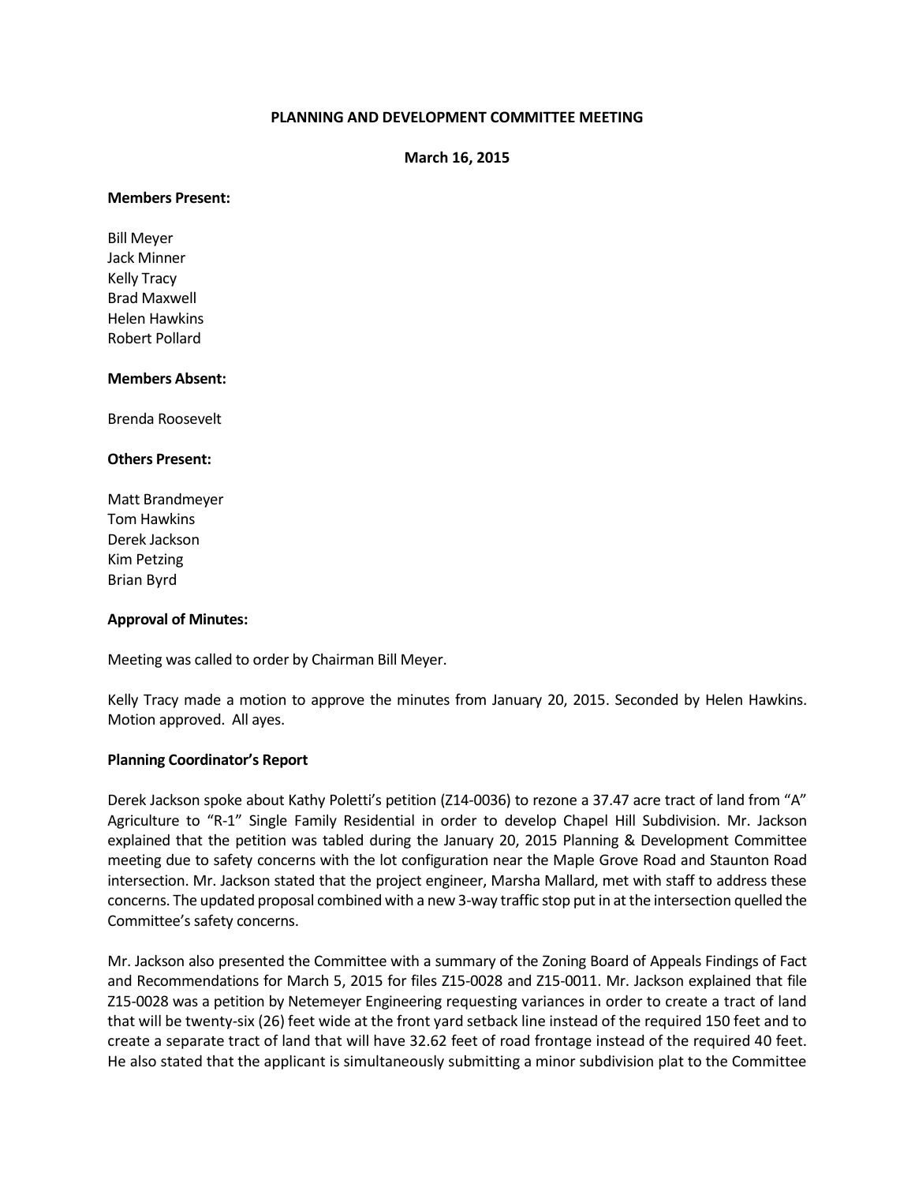# PLANNING AND DEVELOPMENT COMMITTEE MEETING

**March 16, 2015**

**Members Present:**

Bill Meyer
Jack Minner
Kelly Tracy
Brad Maxwell
Helen Hawkins
Robert Pollard

**Members Absent:**

Brenda Roosevelt

**Others Present:**

Matt Brandmeyer
Tom Hawkins
Derek Jackson
Kim Petzing
Brian Byrd

**Approval of Minutes:**

Meeting was called to order by Chairman Bill Meyer.

Kelly Tracy made a motion to approve the minutes from January 20, 2015. Seconded by Helen Hawkins. Motion approved. All ayes.

**Planning Coordinator's Report**

Derek Jackson spoke about Kathy Poletti's petition (Z14-0036) to rezone a 37.47 acre tract of land from "A" Agriculture to "R-1" Single Family Residential in order to develop Chapel Hill Subdivision. Mr. Jackson explained that the petition was tabled during the January 20, 2015 Planning & Development Committee meeting due to safety concerns with the lot configuration near the Maple Grove Road and Staunton Road intersection. Mr. Jackson stated that the project engineer, Marsha Mallard, met with staff to address these concerns. The updated proposal combined with a new 3-way traffic stop put in at the intersection quelled the Committee's safety concerns.

Mr. Jackson also presented the Committee with a summary of the Zoning Board of Appeals Findings of Fact and Recommendations for March 5, 2015 for files Z15-0028 and Z15-0011. Mr. Jackson explained that file Z15-0028 was a petition by Netemeyer Engineering requesting variances in order to create a tract of land that will be twenty-six (26) feet wide at the front yard setback line instead of the required 150 feet and to create a separate tract of land that will have 32.62 feet of road frontage instead of the required 40 feet. He also stated that the applicant is simultaneously submitting a minor subdivision plat to the Committee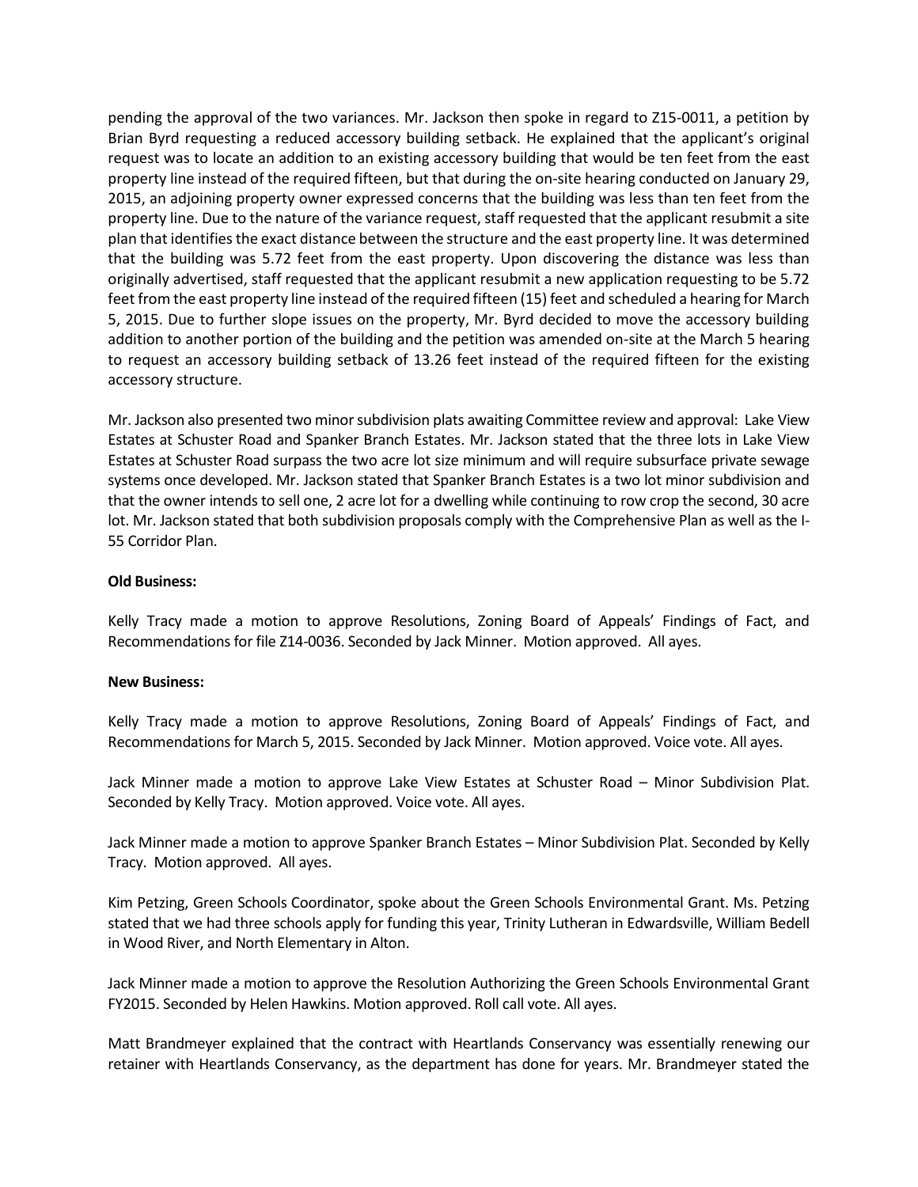pending the approval of the two variances. Mr. Jackson then spoke in regard to Z15-0011, a petition by Brian Byrd requesting a reduced accessory building setback. He explained that the applicant's original request was to locate an addition to an existing accessory building that would be ten feet from the east property line instead of the required fifteen, but that during the on-site hearing conducted on January 29, 2015, an adjoining property owner expressed concerns that the building was less than ten feet from the property line. Due to the nature of the variance request, staff requested that the applicant resubmit a site plan that identifies the exact distance between the structure and the east property line. It was determined that the building was 5.72 feet from the east property. Upon discovering the distance was less than originally advertised, staff requested that the applicant resubmit a new application requesting to be 5.72 feet from the east property line instead of the required fifteen (15) feet and scheduled a hearing for March 5, 2015. Due to further slope issues on the property, Mr. Byrd decided to move the accessory building addition to another portion of the building and the petition was amended on-site at the March 5 hearing to request an accessory building setback of 13.26 feet instead of the required fifteen for the existing accessory structure.

Mr. Jackson also presented two minor subdivision plats awaiting Committee review and approval: Lake View Estates at Schuster Road and Spanker Branch Estates. Mr. Jackson stated that the three lots in Lake View Estates at Schuster Road surpass the two acre lot size minimum and will require subsurface private sewage systems once developed. Mr. Jackson stated that Spanker Branch Estates is a two lot minor subdivision and that the owner intends to sell one, 2 acre lot for a dwelling while continuing to row crop the second, 30 acre lot. Mr. Jackson stated that both subdivision proposals comply with the Comprehensive Plan as well as the I-55 Corridor Plan.

**Old Business:**

Kelly Tracy made a motion to approve Resolutions, Zoning Board of Appeals' Findings of Fact, and Recommendations for file Z14-0036. Seconded by Jack Minner. Motion approved. All ayes.

**New Business:**

Kelly Tracy made a motion to approve Resolutions, Zoning Board of Appeals' Findings of Fact, and Recommendations for March 5, 2015. Seconded by Jack Minner. Motion approved. Voice vote. All ayes.

Jack Minner made a motion to approve Lake View Estates at Schuster Road – Minor Subdivision Plat. Seconded by Kelly Tracy. Motion approved. Voice vote. All ayes.

Jack Minner made a motion to approve Spanker Branch Estates – Minor Subdivision Plat. Seconded by Kelly Tracy. Motion approved. All ayes.

Kim Petzing, Green Schools Coordinator, spoke about the Green Schools Environmental Grant. Ms. Petzing stated that we had three schools apply for funding this year, Trinity Lutheran in Edwardsville, William Bedell in Wood River, and North Elementary in Alton.

Jack Minner made a motion to approve the Resolution Authorizing the Green Schools Environmental Grant FY2015. Seconded by Helen Hawkins. Motion approved. Roll call vote. All ayes.

Matt Brandmeyer explained that the contract with Heartlands Conservancy was essentially renewing our retainer with Heartlands Conservancy, as the department has done for years. Mr. Brandmeyer stated the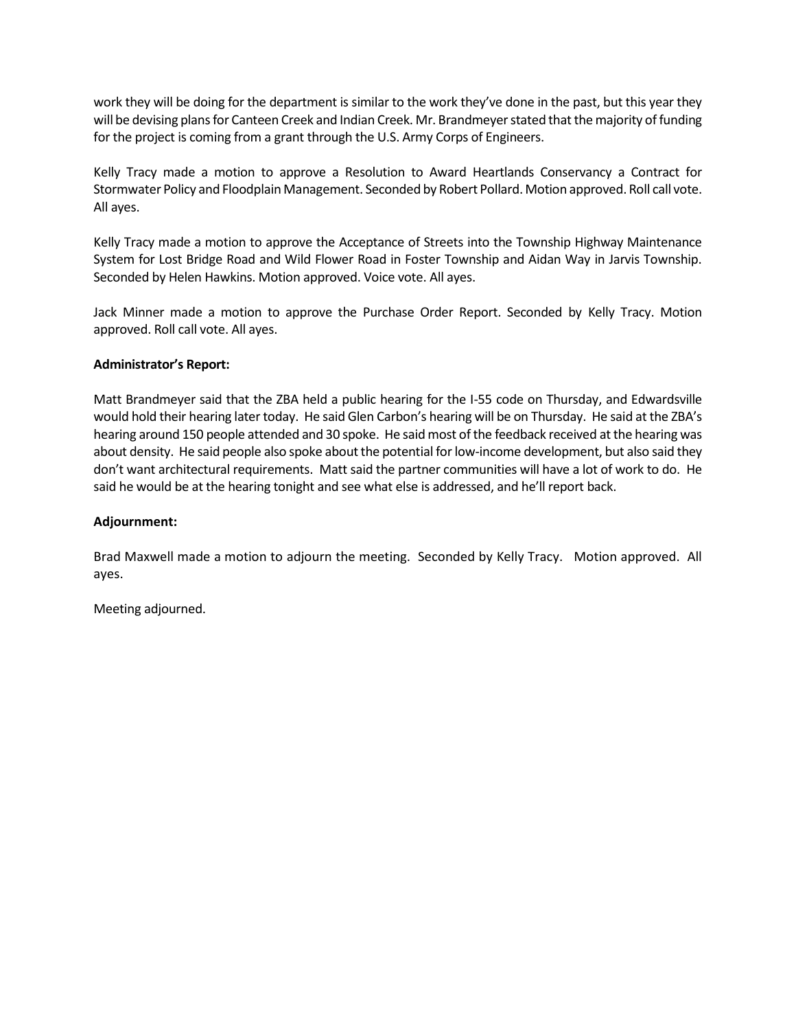work they will be doing for the department is similar to the work they've done in the past, but this year they will be devising plans for Canteen Creek and Indian Creek. Mr. Brandmeyer stated that the majority of funding for the project is coming from a grant through the U.S. Army Corps of Engineers.

Kelly Tracy made a motion to approve a Resolution to Award Heartlands Conservancy a Contract for Stormwater Policy and Floodplain Management. Seconded by Robert Pollard. Motion approved. Roll call vote. All ayes.

Kelly Tracy made a motion to approve the Acceptance of Streets into the Township Highway Maintenance System for Lost Bridge Road and Wild Flower Road in Foster Township and Aidan Way in Jarvis Township. Seconded by Helen Hawkins. Motion approved. Voice vote. All ayes.

Jack Minner made a motion to approve the Purchase Order Report. Seconded by Kelly Tracy. Motion approved. Roll call vote. All ayes.

**Administrator's Report:**

Matt Brandmeyer said that the ZBA held a public hearing for the I-55 code on Thursday, and Edwardsville would hold their hearing later today. He said Glen Carbon's hearing will be on Thursday. He said at the ZBA's hearing around 150 people attended and 30 spoke. He said most of the feedback received at the hearing was about density. He said people also spoke about the potential for low-income development, but also said they don't want architectural requirements. Matt said the partner communities will have a lot of work to do. He said he would be at the hearing tonight and see what else is addressed, and he'll report back.

**Adjournment:**

Brad Maxwell made a motion to adjourn the meeting. Seconded by Kelly Tracy. Motion approved. All ayes.

Meeting adjourned.